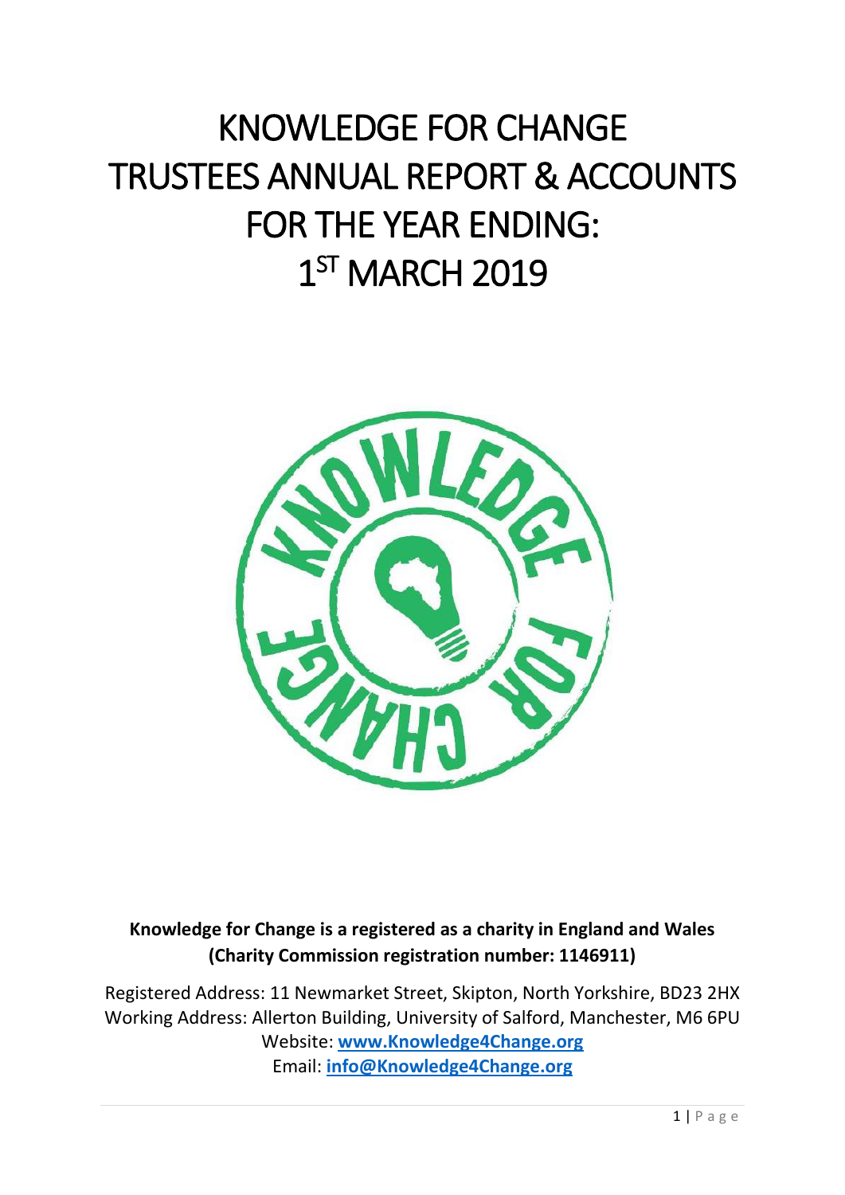# KNOWLEDGE FOR CHANGE TRUSTEES ANNUAL REPORT & ACCOUNTS FOR THE YEAR ENDING: 1ST MARCH 2019

**Knowledge for Change is a registered as a charity in England and Wales (Charity Commission registration number: 1146911)**

Registered Address: 11 Newmarket Street, Skipton, North Yorkshire, BD23 2HX
Working Address: Allerton Building, University of Salford, Manchester, M6 6PU
Website: **www.Knowledge4Change.org**
Email: **info@Knowledge4Change.org**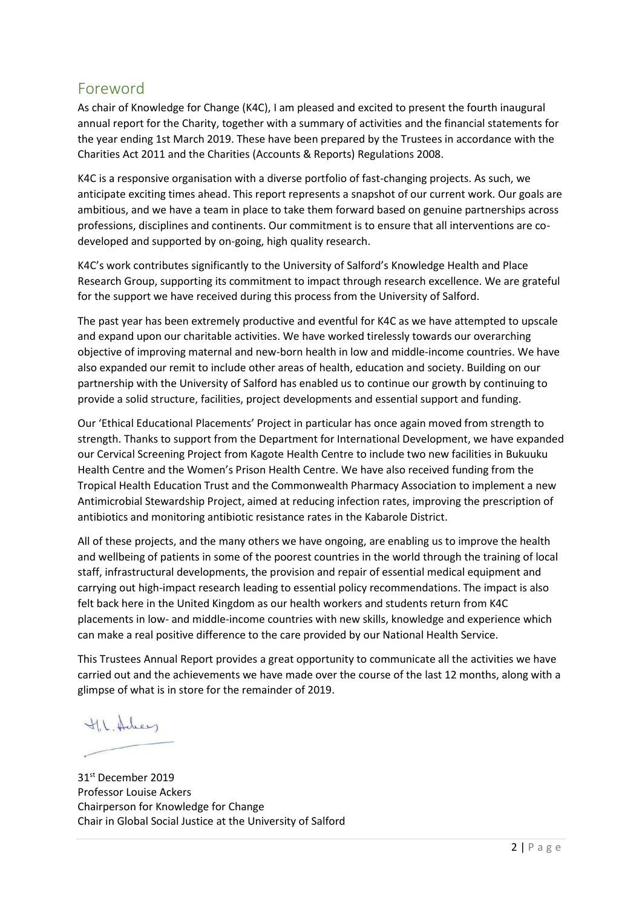## Foreword

As chair of Knowledge for Change (K4C), I am pleased and excited to present the fourth inaugural annual report for the Charity, together with a summary of activities and the financial statements for the year ending 1st March 2019. These have been prepared by the Trustees in accordance with the Charities Act 2011 and the Charities (Accounts & Reports) Regulations 2008.

K4C is a responsive organisation with a diverse portfolio of fast-changing projects. As such, we anticipate exciting times ahead. This report represents a snapshot of our current work. Our goals are ambitious, and we have a team in place to take them forward based on genuine partnerships across professions, disciplines and continents. Our commitment is to ensure that all interventions are co-developed and supported by on-going, high quality research.

K4C's work contributes significantly to the University of Salford's Knowledge Health and Place Research Group, supporting its commitment to impact through research excellence. We are grateful for the support we have received during this process from the University of Salford.

The past year has been extremely productive and eventful for K4C as we have attempted to upscale and expand upon our charitable activities. We have worked tirelessly towards our overarching objective of improving maternal and new-born health in low and middle-income countries. We have also expanded our remit to include other areas of health, education and society. Building on our partnership with the University of Salford has enabled us to continue our growth by continuing to provide a solid structure, facilities, project developments and essential support and funding.

Our 'Ethical Educational Placements' Project in particular has once again moved from strength to strength. Thanks to support from the Department for International Development, we have expanded our Cervical Screening Project from Kagote Health Centre to include two new facilities in Bukuuku Health Centre and the Women's Prison Health Centre. We have also received funding from the Tropical Health Education Trust and the Commonwealth Pharmacy Association to implement a new Antimicrobial Stewardship Project, aimed at reducing infection rates, improving the prescription of antibiotics and monitoring antibiotic resistance rates in the Kabarole District.

All of these projects, and the many others we have ongoing, are enabling us to improve the health and wellbeing of patients in some of the poorest countries in the world through the training of local staff, infrastructural developments, the provision and repair of essential medical equipment and carrying out high-impact research leading to essential policy recommendations. The impact is also felt back here in the United Kingdom as our health workers and students return from K4C placements in low- and middle-income countries with new skills, knowledge and experience which can make a real positive difference to the care provided by our National Health Service.

This Trustees Annual Report provides a great opportunity to communicate all the activities we have carried out and the achievements we have made over the course of the last 12 months, along with a glimpse of what is in store for the remainder of 2019.

H.L. Ackers

31st December 2019
Professor Louise Ackers
Chairperson for Knowledge for Change
Chair in Global Social Justice at the University of Salford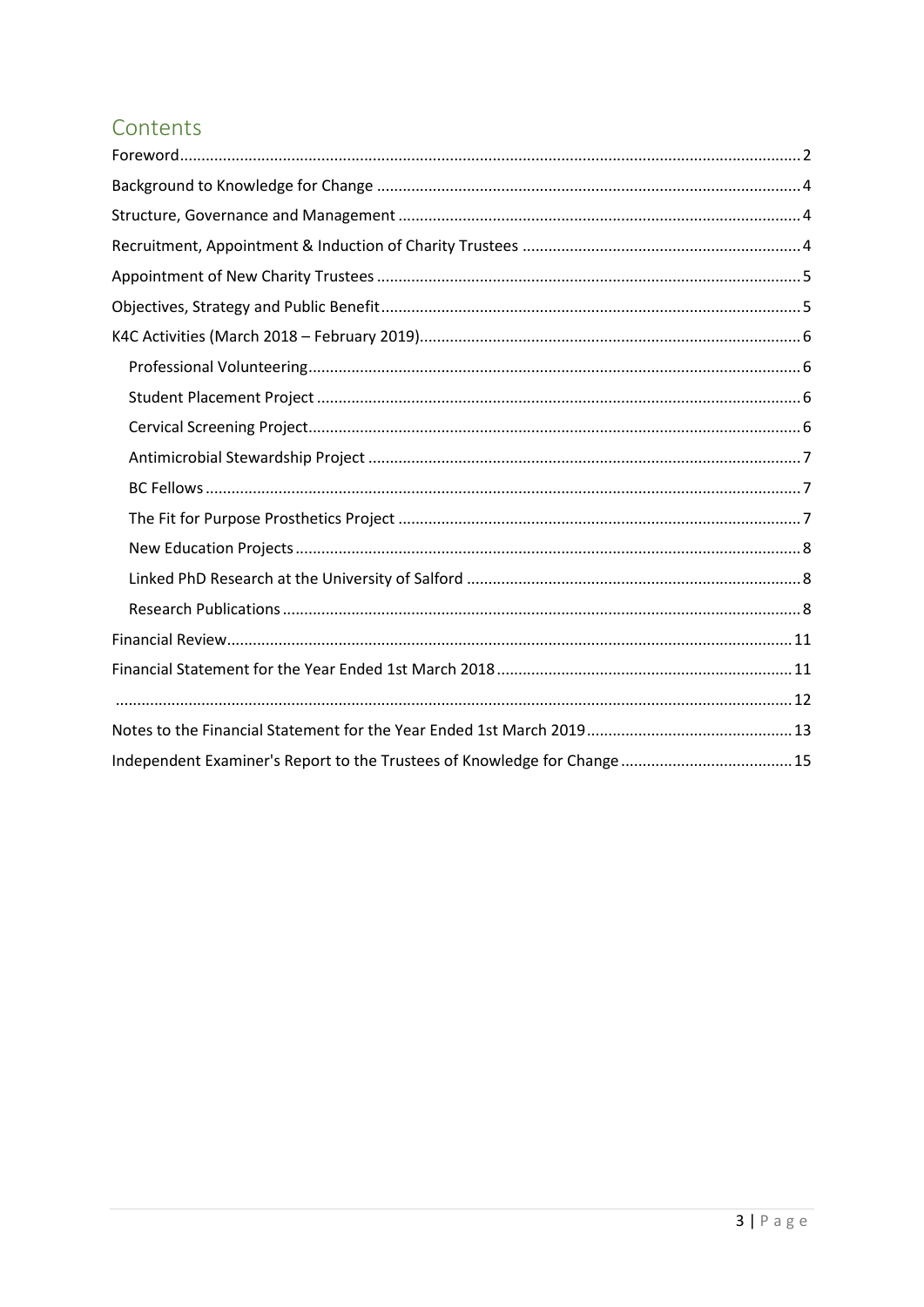# Contents

- Foreword ..... 2
- Background to Knowledge for Change ..... 4
- Structure, Governance and Management ..... 4
- Recruitment, Appointment & Induction of Charity Trustees ..... 4
- Appointment of New Charity Trustees ..... 5
- Objectives, Strategy and Public Benefit ..... 5
- K4C Activities (March 2018 – February 2019) ..... 6
  - Professional Volunteering ..... 6
  - Student Placement Project ..... 6
  - Cervical Screening Project ..... 6
  - Antimicrobial Stewardship Project ..... 7
  - BC Fellows ..... 7
  - The Fit for Purpose Prosthetics Project ..... 7
  - New Education Projects ..... 8
  - Linked PhD Research at the University of Salford ..... 8
  - Research Publications ..... 8
- Financial Review ..... 11
- Financial Statement for the Year Ended 1st March 2018 ..... 11
- ..... 12
- Notes to the Financial Statement for the Year Ended 1st March 2019 ..... 13
- Independent Examiner's Report to the Trustees of Knowledge for Change ..... 15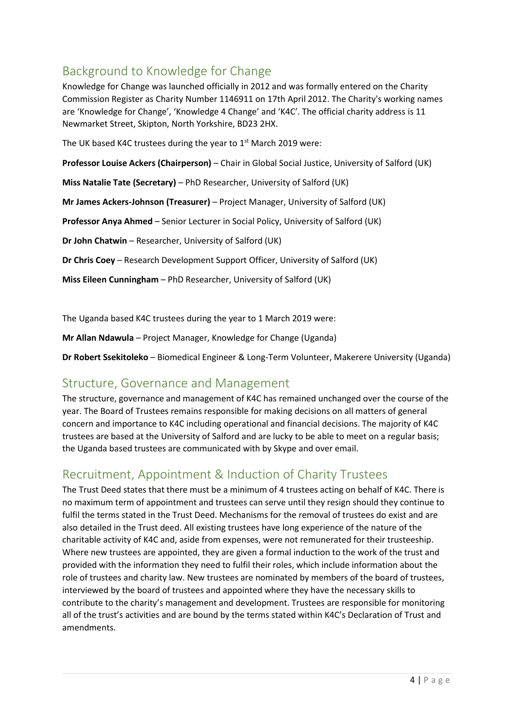## Background to Knowledge for Change

Knowledge for Change was launched officially in 2012 and was formally entered on the Charity Commission Register as Charity Number 1146911 on 17th April 2012. The Charity's working names are 'Knowledge for Change', 'Knowledge 4 Change' and 'K4C'. The official charity address is 11 Newmarket Street, Skipton, North Yorkshire, BD23 2HX.

The UK based K4C trustees during the year to 1st March 2019 were:

**Professor Louise Ackers (Chairperson)** – Chair in Global Social Justice, University of Salford (UK)

**Miss Natalie Tate (Secretary)** – PhD Researcher, University of Salford (UK)

**Mr James Ackers-Johnson (Treasurer)** – Project Manager, University of Salford (UK)

**Professor Anya Ahmed** – Senior Lecturer in Social Policy, University of Salford (UK)

**Dr John Chatwin** – Researcher, University of Salford (UK)

**Dr Chris Coey** – Research Development Support Officer, University of Salford (UK)

**Miss Eileen Cunningham** – PhD Researcher, University of Salford (UK)

The Uganda based K4C trustees during the year to 1 March 2019 were:

**Mr Allan Ndawula** – Project Manager, Knowledge for Change (Uganda)

**Dr Robert Ssekitoleko** – Biomedical Engineer & Long-Term Volunteer, Makerere University (Uganda)

## Structure, Governance and Management

The structure, governance and management of K4C has remained unchanged over the course of the year. The Board of Trustees remains responsible for making decisions on all matters of general concern and importance to K4C including operational and financial decisions. The majority of K4C trustees are based at the University of Salford and are lucky to be able to meet on a regular basis; the Uganda based trustees are communicated with by Skype and over email.

## Recruitment, Appointment & Induction of Charity Trustees

The Trust Deed states that there must be a minimum of 4 trustees acting on behalf of K4C. There is no maximum term of appointment and trustees can serve until they resign should they continue to fulfil the terms stated in the Trust Deed. Mechanisms for the removal of trustees do exist and are also detailed in the Trust deed. All existing trustees have long experience of the nature of the charitable activity of K4C and, aside from expenses, were not remunerated for their trusteeship. Where new trustees are appointed, they are given a formal induction to the work of the trust and provided with the information they need to fulfil their roles, which include information about the role of trustees and charity law. New trustees are nominated by members of the board of trustees, interviewed by the board of trustees and appointed where they have the necessary skills to contribute to the charity's management and development. Trustees are responsible for monitoring all of the trust's activities and are bound by the terms stated within K4C's Declaration of Trust and amendments.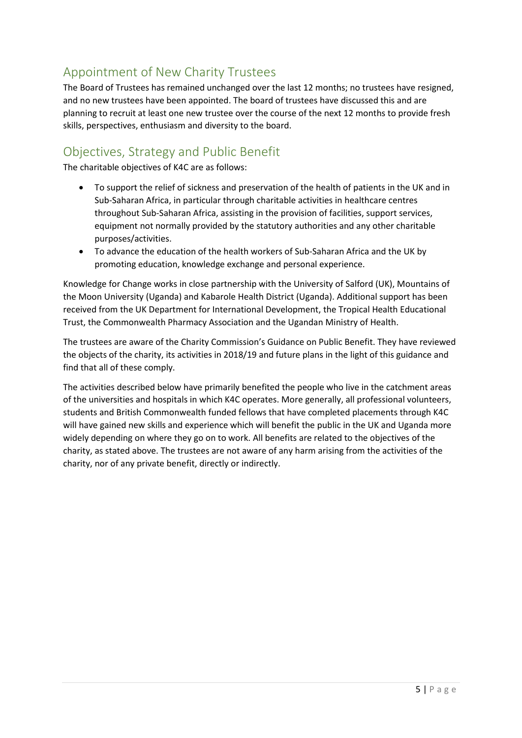## Appointment of New Charity Trustees

The Board of Trustees has remained unchanged over the last 12 months; no trustees have resigned, and no new trustees have been appointed. The board of trustees have discussed this and are planning to recruit at least one new trustee over the course of the next 12 months to provide fresh skills, perspectives, enthusiasm and diversity to the board.

## Objectives, Strategy and Public Benefit

The charitable objectives of K4C are as follows:

- To support the relief of sickness and preservation of the health of patients in the UK and in Sub-Saharan Africa, in particular through charitable activities in healthcare centres throughout Sub-Saharan Africa, assisting in the provision of facilities, support services, equipment not normally provided by the statutory authorities and any other charitable purposes/activities.
- To advance the education of the health workers of Sub-Saharan Africa and the UK by promoting education, knowledge exchange and personal experience.

Knowledge for Change works in close partnership with the University of Salford (UK), Mountains of the Moon University (Uganda) and Kabarole Health District (Uganda). Additional support has been received from the UK Department for International Development, the Tropical Health Educational Trust, the Commonwealth Pharmacy Association and the Ugandan Ministry of Health.

The trustees are aware of the Charity Commission's Guidance on Public Benefit. They have reviewed the objects of the charity, its activities in 2018/19 and future plans in the light of this guidance and find that all of these comply.

The activities described below have primarily benefited the people who live in the catchment areas of the universities and hospitals in which K4C operates. More generally, all professional volunteers, students and British Commonwealth funded fellows that have completed placements through K4C will have gained new skills and experience which will benefit the public in the UK and Uganda more widely depending on where they go on to work. All benefits are related to the objectives of the charity, as stated above. The trustees are not aware of any harm arising from the activities of the charity, nor of any private benefit, directly or indirectly.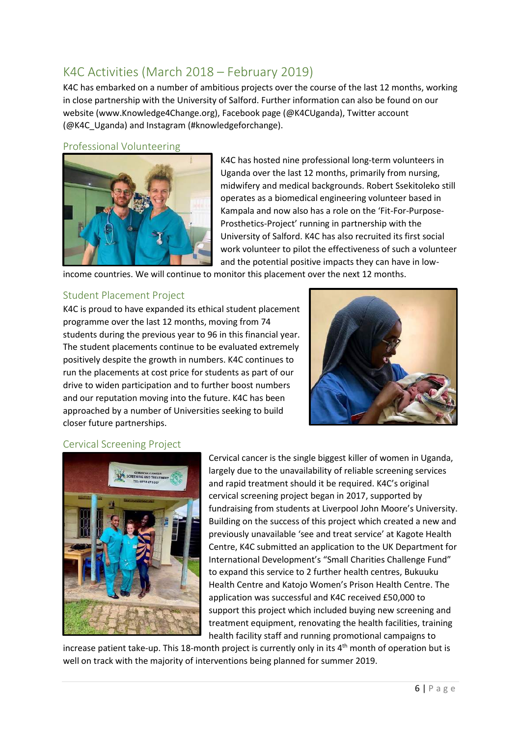## K4C Activities (March 2018 – February 2019)

K4C has embarked on a number of ambitious projects over the course of the last 12 months, working in close partnership with the University of Salford. Further information can also be found on our website (www.Knowledge4Change.org), Facebook page (@K4CUganda), Twitter account (@K4C_Uganda) and Instagram (#knowledgeforchange).

### Professional Volunteering

K4C has hosted nine professional long-term volunteers in Uganda over the last 12 months, primarily from nursing, midwifery and medical backgrounds. Robert Ssekitoleko still operates as a biomedical engineering volunteer based in Kampala and now also has a role on the 'Fit-For-Purpose-Prosthetics-Project' running in partnership with the University of Salford. K4C has also recruited its first social work volunteer to pilot the effectiveness of such a volunteer and the potential positive impacts they can have in low-income countries. We will continue to monitor this placement over the next 12 months.

### Student Placement Project

K4C is proud to have expanded its ethical student placement programme over the last 12 months, moving from 74 students during the previous year to 96 in this financial year. The student placements continue to be evaluated extremely positively despite the growth in numbers. K4C continues to run the placements at cost price for students as part of our drive to widen participation and to further boost numbers and our reputation moving into the future. K4C has been approached by a number of Universities seeking to build closer future partnerships.

### Cervical Screening Project

Cervical cancer is the single biggest killer of women in Uganda, largely due to the unavailability of reliable screening services and rapid treatment should it be required. K4C's original cervical screening project began in 2017, supported by fundraising from students at Liverpool John Moore's University. Building on the success of this project which created a new and previously unavailable 'see and treat service' at Kagote Health Centre, K4C submitted an application to the UK Department for International Development's "Small Charities Challenge Fund" to expand this service to 2 further health centres, Bukuuku Health Centre and Katojo Women's Prison Health Centre. The application was successful and K4C received £50,000 to support this project which included buying new screening and treatment equipment, renovating the health facilities, training health facility staff and running promotional campaigns to increase patient take-up. This 18-month project is currently only in its 4th month of operation but is well on track with the majority of interventions being planned for summer 2019.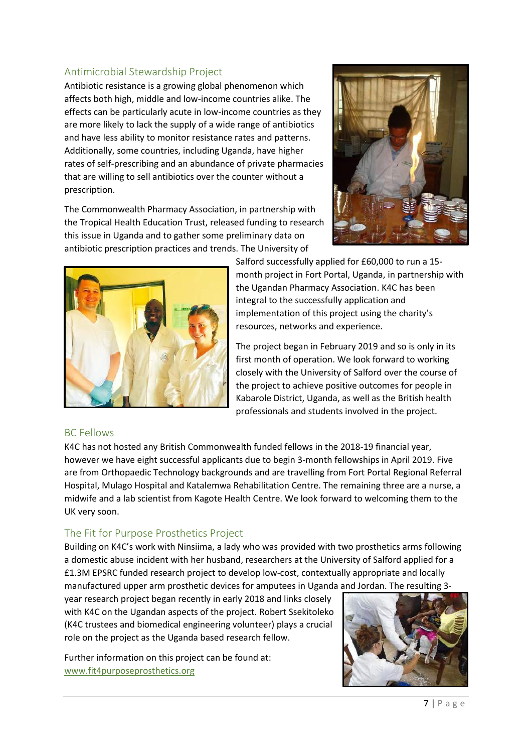## Antimicrobial Stewardship Project

Antibiotic resistance is a growing global phenomenon which affects both high, middle and low-income countries alike. The effects can be particularly acute in low-income countries as they are more likely to lack the supply of a wide range of antibiotics and have less ability to monitor resistance rates and patterns. Additionally, some countries, including Uganda, have higher rates of self-prescribing and an abundance of private pharmacies that are willing to sell antibiotics over the counter without a prescription.

The Commonwealth Pharmacy Association, in partnership with the Tropical Health Education Trust, released funding to research this issue in Uganda and to gather some preliminary data on antibiotic prescription practices and trends. The University of Salford successfully applied for £60,000 to run a 15-month project in Fort Portal, Uganda, in partnership with the Ugandan Pharmacy Association. K4C has been integral to the successfully application and implementation of this project using the charity's resources, networks and experience.

The project began in February 2019 and so is only in its first month of operation. We look forward to working closely with the University of Salford over the course of the project to achieve positive outcomes for people in Kabarole District, Uganda, as well as the British health professionals and students involved in the project.

## BC Fellows

K4C has not hosted any British Commonwealth funded fellows in the 2018-19 financial year, however we have eight successful applicants due to begin 3-month fellowships in April 2019. Five are from Orthopaedic Technology backgrounds and are travelling from Fort Portal Regional Referral Hospital, Mulago Hospital and Katalemwa Rehabilitation Centre. The remaining three are a nurse, a midwife and a lab scientist from Kagote Health Centre. We look forward to welcoming them to the UK very soon.

## The Fit for Purpose Prosthetics Project

Building on K4C's work with Ninsiima, a lady who was provided with two prosthetics arms following a domestic abuse incident with her husband, researchers at the University of Salford applied for a £1.3M EPSRC funded research project to develop low-cost, contextually appropriate and locally manufactured upper arm prosthetic devices for amputees in Uganda and Jordan. The resulting 3-year research project began recently in early 2018 and links closely with K4C on the Ugandan aspects of the project. Robert Ssekitoleko (K4C trustees and biomedical engineering volunteer) plays a crucial role on the project as the Uganda based research fellow.

Further information on this project can be found at: [www.fit4purposeprosthetics.org](www.fit4purposeprosthetics.org)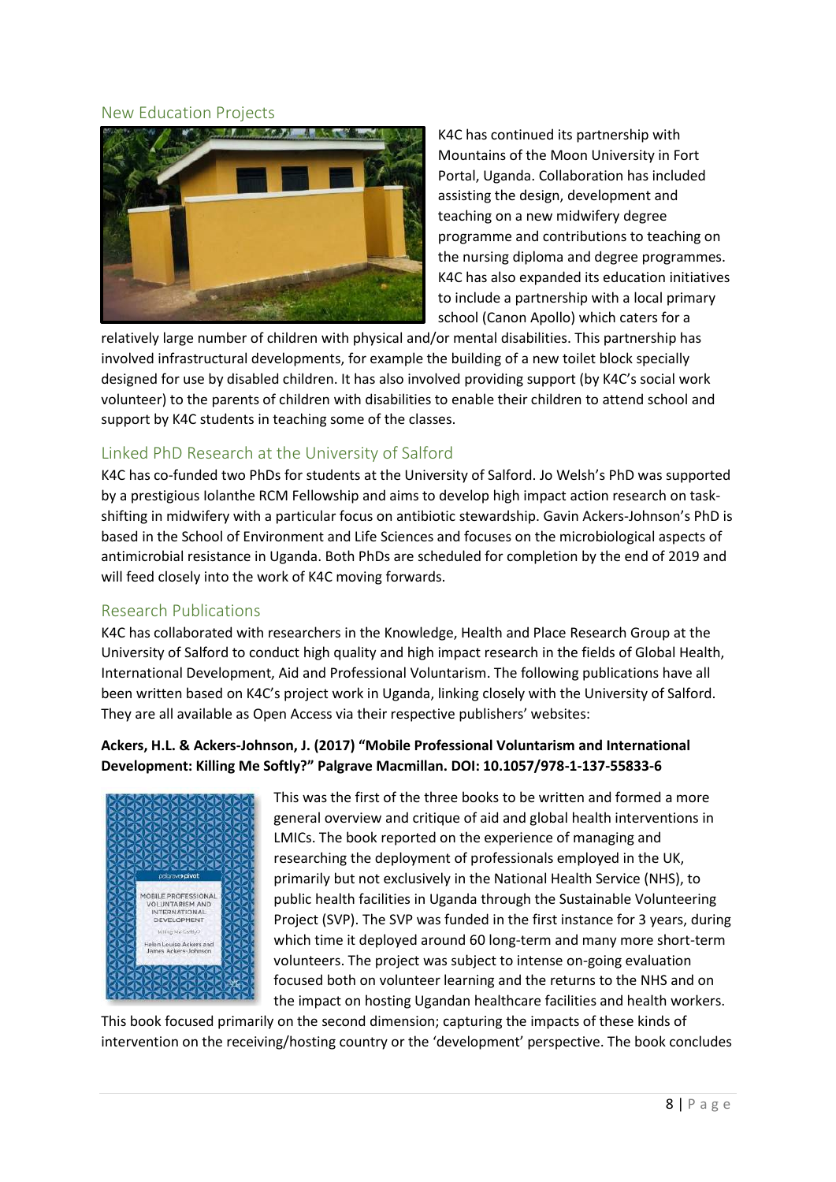## New Education Projects

K4C has continued its partnership with Mountains of the Moon University in Fort Portal, Uganda. Collaboration has included assisting the design, development and teaching on a new midwifery degree programme and contributions to teaching on the nursing diploma and degree programmes. K4C has also expanded its education initiatives to include a partnership with a local primary school (Canon Apollo) which caters for a relatively large number of children with physical and/or mental disabilities. This partnership has involved infrastructural developments, for example the building of a new toilet block specially designed for use by disabled children. It has also involved providing support (by K4C's social work volunteer) to the parents of children with disabilities to enable their children to attend school and support by K4C students in teaching some of the classes.

## Linked PhD Research at the University of Salford

K4C has co-funded two PhDs for students at the University of Salford. Jo Welsh's PhD was supported by a prestigious Iolanthe RCM Fellowship and aims to develop high impact action research on task-shifting in midwifery with a particular focus on antibiotic stewardship. Gavin Ackers-Johnson's PhD is based in the School of Environment and Life Sciences and focuses on the microbiological aspects of antimicrobial resistance in Uganda. Both PhDs are scheduled for completion by the end of 2019 and will feed closely into the work of K4C moving forwards.

## Research Publications

K4C has collaborated with researchers in the Knowledge, Health and Place Research Group at the University of Salford to conduct high quality and high impact research in the fields of Global Health, International Development, Aid and Professional Voluntarism. The following publications have all been written based on K4C's project work in Uganda, linking closely with the University of Salford. They are all available as Open Access via their respective publishers' websites:

**Ackers, H.L. & Ackers-Johnson, J. (2017) "Mobile Professional Voluntarism and International Development: Killing Me Softly?" Palgrave Macmillan. DOI: 10.1057/978-1-137-55833-6**

This was the first of the three books to be written and formed a more general overview and critique of aid and global health interventions in LMICs. The book reported on the experience of managing and researching the deployment of professionals employed in the UK, primarily but not exclusively in the National Health Service (NHS), to public health facilities in Uganda through the Sustainable Volunteering Project (SVP). The SVP was funded in the first instance for 3 years, during which time it deployed around 60 long-term and many more short-term volunteers. The project was subject to intense on-going evaluation focused both on volunteer learning and the returns to the NHS and on the impact on hosting Ugandan healthcare facilities and health workers. This book focused primarily on the second dimension; capturing the impacts of these kinds of intervention on the receiving/hosting country or the 'development' perspective. The book concludes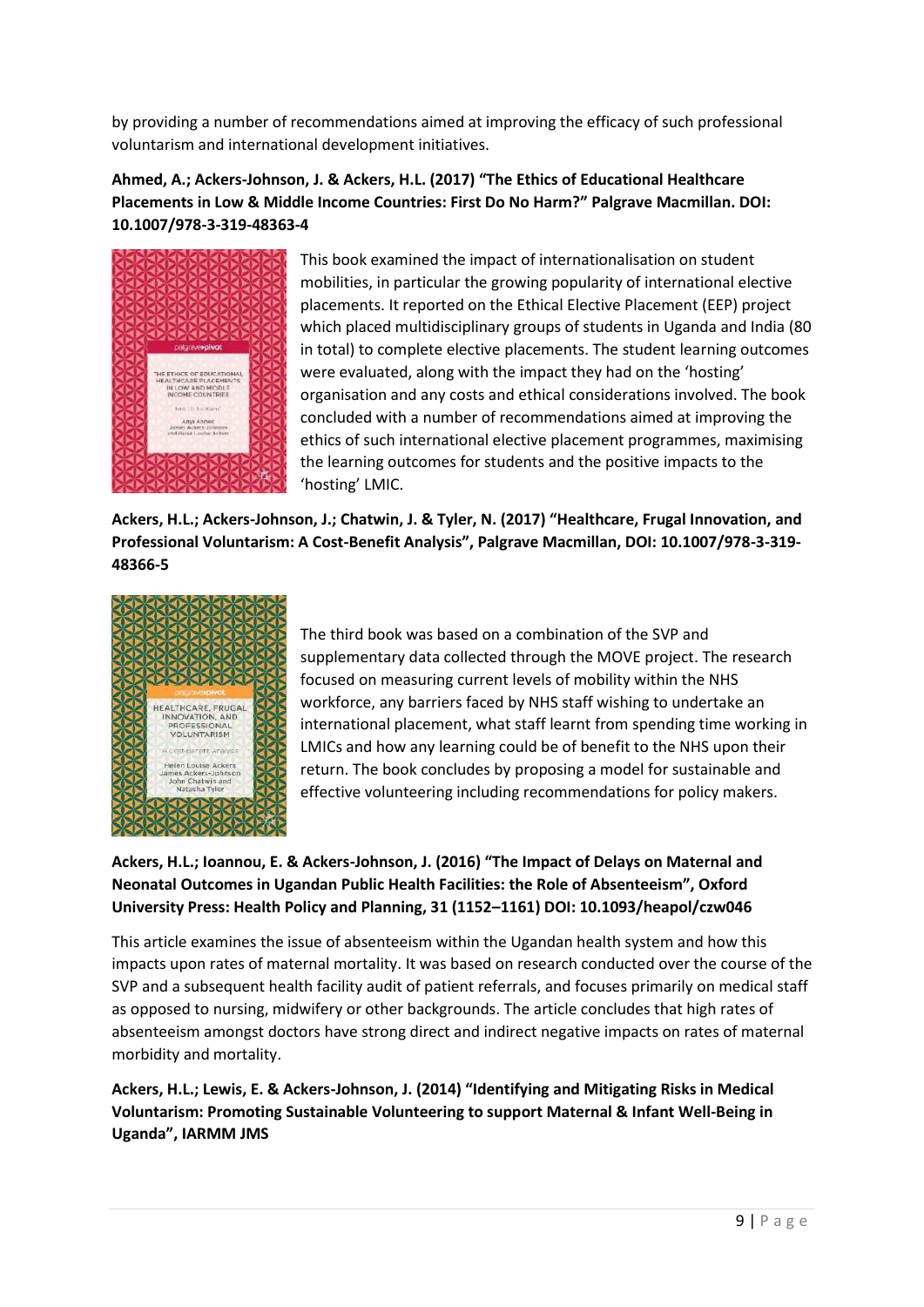by providing a number of recommendations aimed at improving the efficacy of such professional voluntarism and international development initiatives.

**Ahmed, A.; Ackers-Johnson, J. & Ackers, H.L. (2017) "The Ethics of Educational Healthcare Placements in Low & Middle Income Countries: First Do No Harm?" Palgrave Macmillan. DOI: 10.1007/978-3-319-48363-4**

This book examined the impact of internationalisation on student mobilities, in particular the growing popularity of international elective placements. It reported on the Ethical Elective Placement (EEP) project which placed multidisciplinary groups of students in Uganda and India (80 in total) to complete elective placements. The student learning outcomes were evaluated, along with the impact they had on the 'hosting' organisation and any costs and ethical considerations involved. The book concluded with a number of recommendations aimed at improving the ethics of such international elective placement programmes, maximising the learning outcomes for students and the positive impacts to the 'hosting' LMIC.

**Ackers, H.L.; Ackers-Johnson, J.; Chatwin, J. & Tyler, N. (2017) "Healthcare, Frugal Innovation, and Professional Voluntarism: A Cost-Benefit Analysis", Palgrave Macmillan, DOI: 10.1007/978-3-319-48366-5**

The third book was based on a combination of the SVP and supplementary data collected through the MOVE project. The research focused on measuring current levels of mobility within the NHS workforce, any barriers faced by NHS staff wishing to undertake an international placement, what staff learnt from spending time working in LMICs and how any learning could be of benefit to the NHS upon their return. The book concludes by proposing a model for sustainable and effective volunteering including recommendations for policy makers.

**Ackers, H.L.; Ioannou, E. & Ackers-Johnson, J. (2016) "The Impact of Delays on Maternal and Neonatal Outcomes in Ugandan Public Health Facilities: the Role of Absenteeism", Oxford University Press: Health Policy and Planning, 31 (1152–1161) DOI: 10.1093/heapol/czw046**

This article examines the issue of absenteeism within the Ugandan health system and how this impacts upon rates of maternal mortality. It was based on research conducted over the course of the SVP and a subsequent health facility audit of patient referrals, and focuses primarily on medical staff as opposed to nursing, midwifery or other backgrounds. The article concludes that high rates of absenteeism amongst doctors have strong direct and indirect negative impacts on rates of maternal morbidity and mortality.

**Ackers, H.L.; Lewis, E. & Ackers-Johnson, J. (2014) "Identifying and Mitigating Risks in Medical Voluntarism: Promoting Sustainable Volunteering to support Maternal & Infant Well-Being in Uganda", IARMM JMS**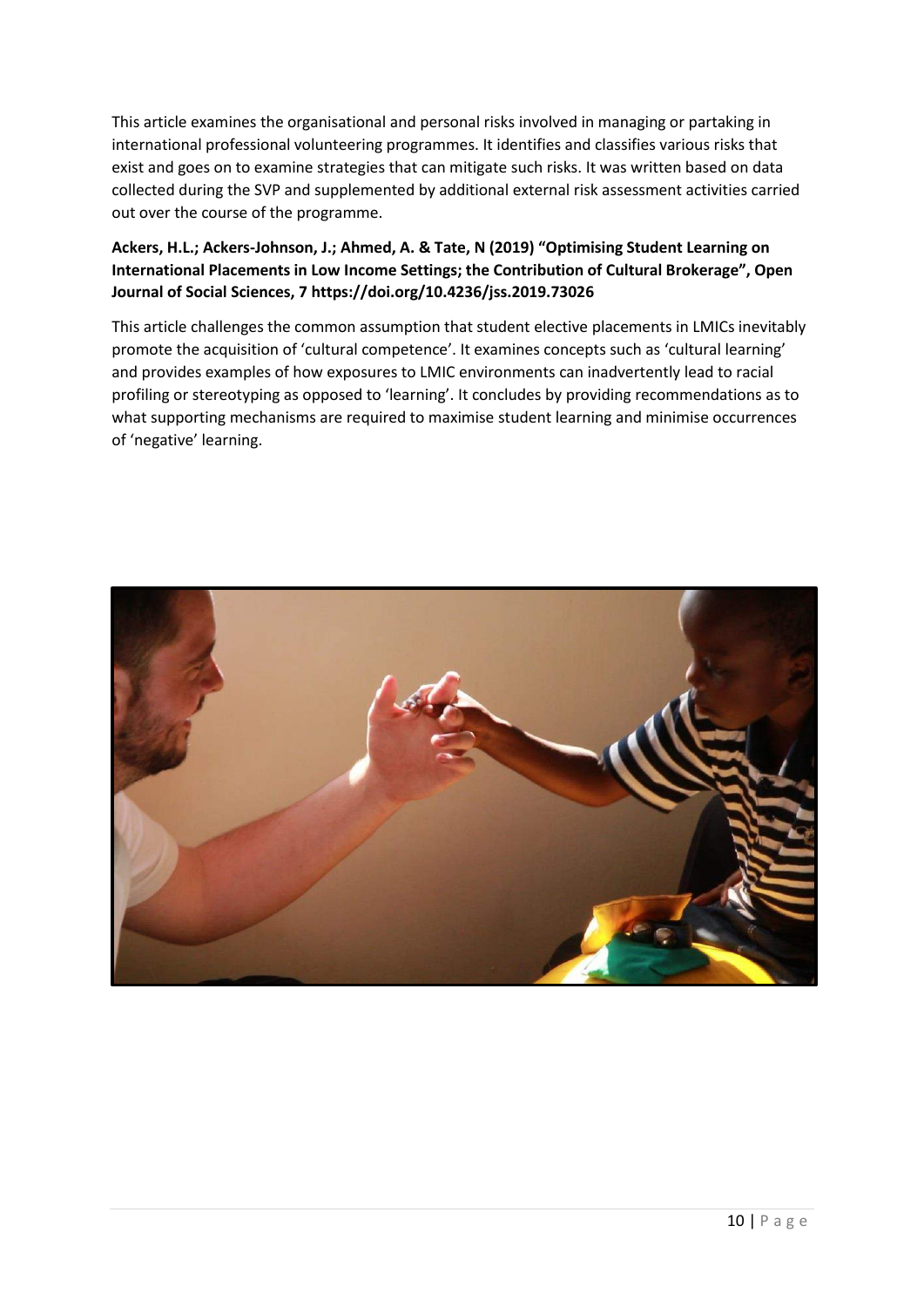This article examines the organisational and personal risks involved in managing or partaking in international professional volunteering programmes. It identifies and classifies various risks that exist and goes on to examine strategies that can mitigate such risks. It was written based on data collected during the SVP and supplemented by additional external risk assessment activities carried out over the course of the programme.

**Ackers, H.L.; Ackers-Johnson, J.; Ahmed, A. & Tate, N (2019) "Optimising Student Learning on International Placements in Low Income Settings; the Contribution of Cultural Brokerage", Open Journal of Social Sciences, 7 https://doi.org/10.4236/jss.2019.73026**

This article challenges the common assumption that student elective placements in LMICs inevitably promote the acquisition of 'cultural competence'. It examines concepts such as 'cultural learning' and provides examples of how exposures to LMIC environments can inadvertently lead to racial profiling or stereotyping as opposed to 'learning'. It concludes by providing recommendations as to what supporting mechanisms are required to maximise student learning and minimise occurrences of 'negative' learning.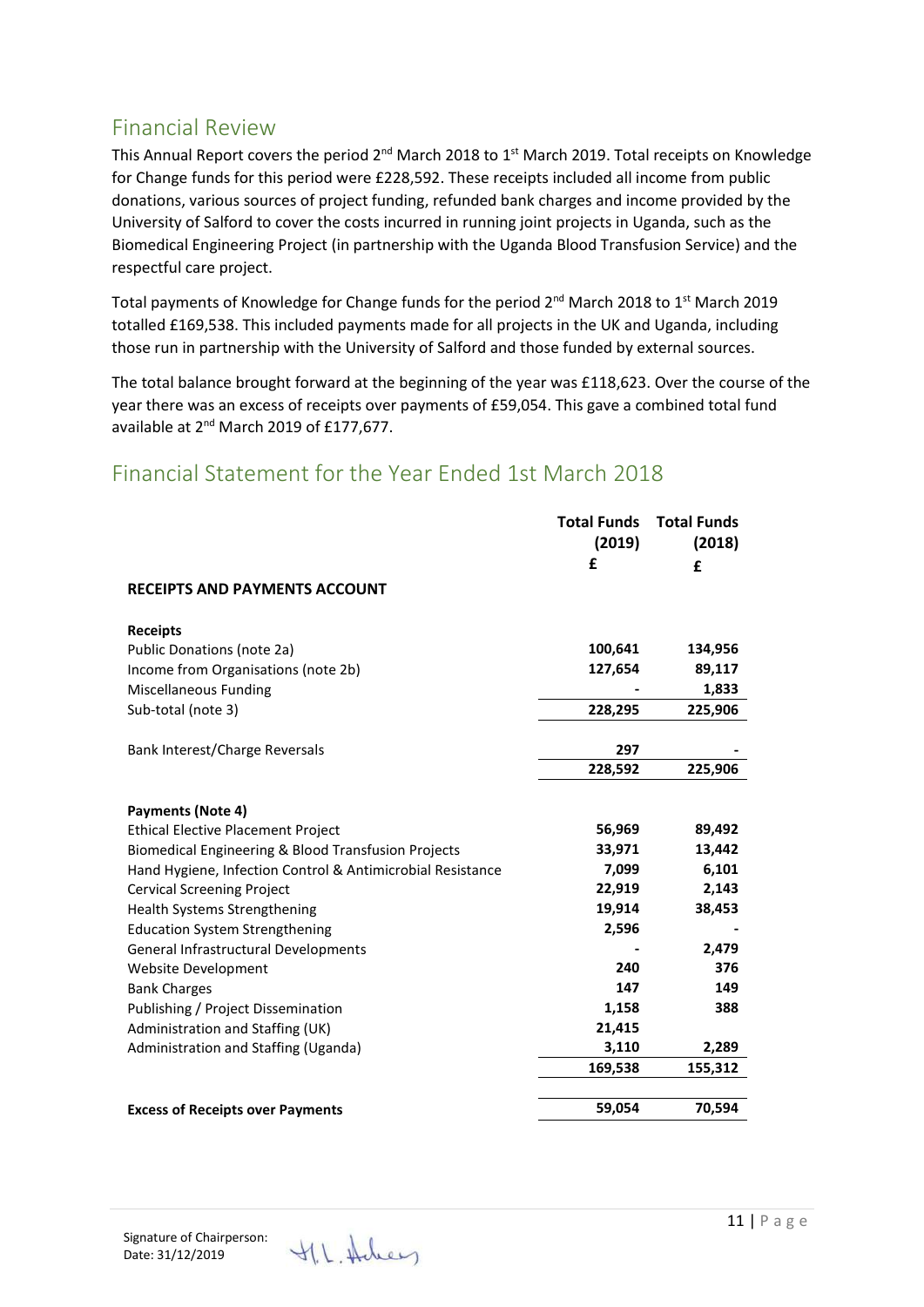## Financial Review

This Annual Report covers the period 2nd March 2018 to 1st March 2019. Total receipts on Knowledge for Change funds for this period were £228,592. These receipts included all income from public donations, various sources of project funding, refunded bank charges and income provided by the University of Salford to cover the costs incurred in running joint projects in Uganda, such as the Biomedical Engineering Project (in partnership with the Uganda Blood Transfusion Service) and the respectful care project.

Total payments of Knowledge for Change funds for the period 2nd March 2018 to 1st March 2019 totalled £169,538. This included payments made for all projects in the UK and Uganda, including those run in partnership with the University of Salford and those funded by external sources.

The total balance brought forward at the beginning of the year was £118,623. Over the course of the year there was an excess of receipts over payments of £59,054. This gave a combined total fund available at 2nd March 2019 of £177,677.

## Financial Statement for the Year Ended 1st March 2018

| | Total Funds (2019) £ | Total Funds (2018) £ |
|---|---|---|
| **RECEIPTS AND PAYMENTS ACCOUNT** | | |
| **Receipts** | | |
| Public Donations (note 2a) | **100,641** | **134,956** |
| Income from Organisations (note 2b) | **127,654** | **89,117** |
| Miscellaneous Funding | **-** | **1,833** |
| Sub-total (note 3) | **228,295** | **225,906** |
| Bank Interest/Charge Reversals | **297** | **-** |
| | **228,592** | **225,906** |
| **Payments (Note 4)** | | |
| Ethical Elective Placement Project | **56,969** | **89,492** |
| Biomedical Engineering & Blood Transfusion Projects | **33,971** | **13,442** |
| Hand Hygiene, Infection Control & Antimicrobial Resistance | **7,099** | **6,101** |
| Cervical Screening Project | **22,919** | **2,143** |
| Health Systems Strengthening | **19,914** | **38,453** |
| Education System Strengthening | **2,596** | **-** |
| General Infrastructural Developments | **-** | **2,479** |
| Website Development | **240** | **376** |
| Bank Charges | **147** | **149** |
| Publishing / Project Dissemination | **1,158** | **388** |
| Administration and Staffing (UK) | **21,415** | |
| Administration and Staffing (Uganda) | **3,110** | **2,289** |
| | **169,538** | **155,312** |
| **Excess of Receipts over Payments** | **59,054** | **70,594** |

Signature of Chairperson:
Date: 31/12/2019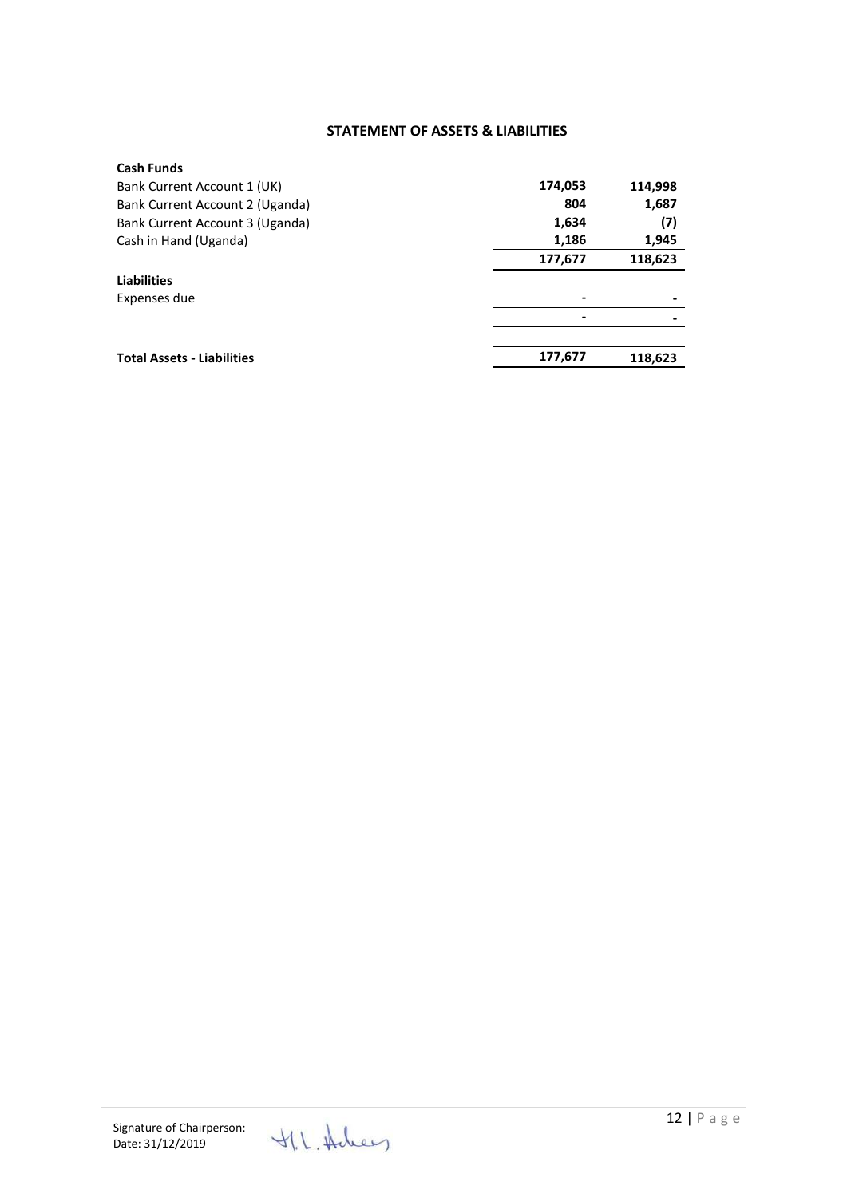## STATEMENT OF ASSETS & LIABILITIES

| | | |
|---|---|---|
| **Cash Funds** | | |
| Bank Current Account 1 (UK) | **174,053** | **114,998** |
| Bank Current Account 2 (Uganda) | **804** | **1,687** |
| Bank Current Account 3 (Uganda) | **1,634** | **(7)** |
| Cash in Hand (Uganda) | **1,186** | **1,945** |
| | **177,677** | **118,623** |
| **Liabilities** | | |
| Expenses due | **-** | **-** |
| | **-** | **-** |
| **Total Assets - Liabilities** | **177,677** | **118,623** |

Signature of Chairperson:
Date: 31/12/2019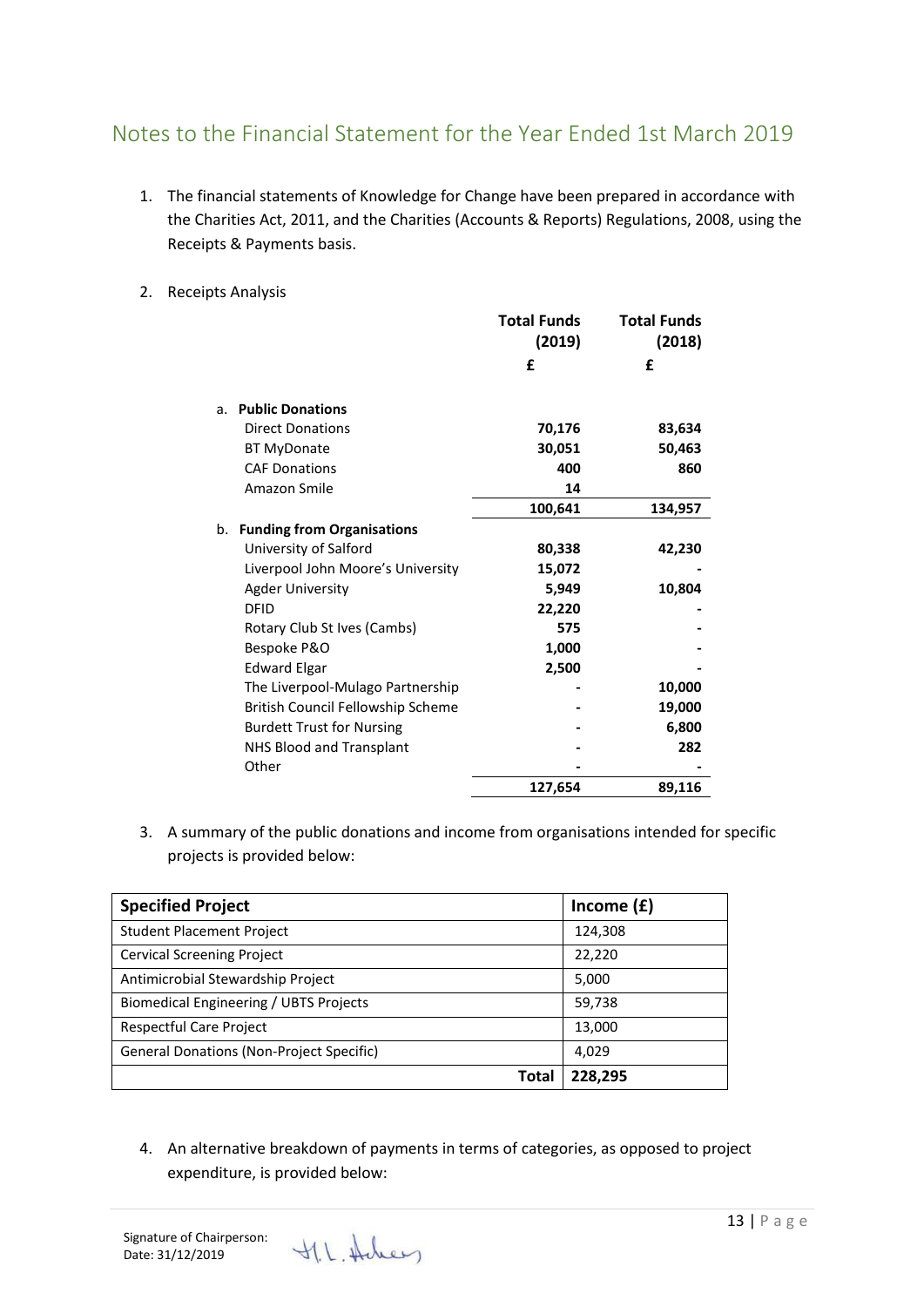## Notes to the Financial Statement for the Year Ended 1st March 2019

1. The financial statements of Knowledge for Change have been prepared in accordance with the Charities Act, 2011, and the Charities (Accounts & Reports) Regulations, 2008, using the Receipts & Payments basis.

2. Receipts Analysis

| | Total Funds (2019) £ | Total Funds (2018) £ |
|---|---|---|
| a. **Public Donations** | | |
| Direct Donations | **70,176** | **83,634** |
| BT MyDonate | **30,051** | **50,463** |
| CAF Donations | **400** | **860** |
| Amazon Smile | **14** | |
| | **100,641** | **134,957** |
| b. **Funding from Organisations** | | |
| University of Salford | **80,338** | **42,230** |
| Liverpool John Moore's University | **15,072** | **-** |
| Agder University | **5,949** | **10,804** |
| DFID | **22,220** | **-** |
| Rotary Club St Ives (Cambs) | **575** | **-** |
| Bespoke P&O | **1,000** | **-** |
| Edward Elgar | **2,500** | **-** |
| The Liverpool-Mulago Partnership | **-** | **10,000** |
| British Council Fellowship Scheme | **-** | **19,000** |
| Burdett Trust for Nursing | **-** | **6,800** |
| NHS Blood and Transplant | **-** | **282** |
| Other | **-** | **-** |
| | **127,654** | **89,116** |

3. A summary of the public donations and income from organisations intended for specific projects is provided below:

| Specified Project | Income (£) |
|---|---|
| Student Placement Project | 124,308 |
| Cervical Screening Project | 22,220 |
| Antimicrobial Stewardship Project | 5,000 |
| Biomedical Engineering / UBTS Projects | 59,738 |
| Respectful Care Project | 13,000 |
| General Donations (Non-Project Specific) | 4,029 |
| **Total** | **228,295** |

4. An alternative breakdown of payments in terms of categories, as opposed to project expenditure, is provided below:

Signature of Chairperson:
Date: 31/12/2019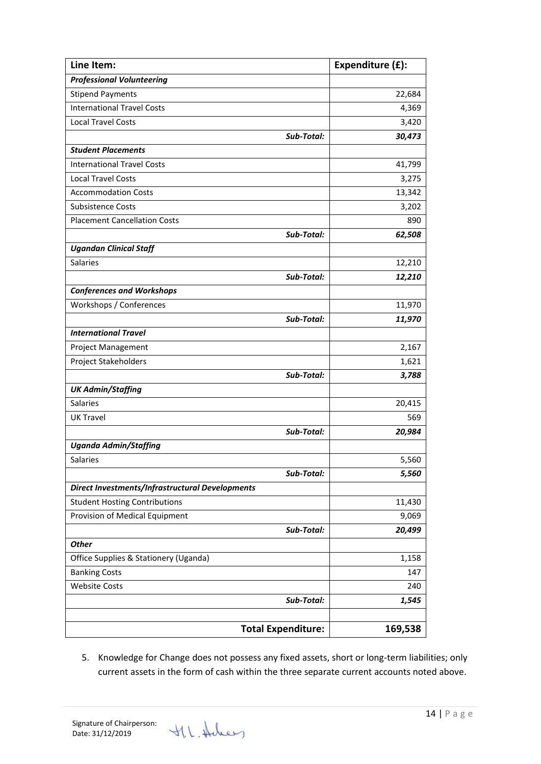| Line Item: | Expenditure (£): |
|---|---|
| ***Professional Volunteering*** | |
| Stipend Payments | 22,684 |
| International Travel Costs | 4,369 |
| Local Travel Costs | 3,420 |
| ***Sub-Total:*** | ***30,473*** |
| ***Student Placements*** | |
| International Travel Costs | 41,799 |
| Local Travel Costs | 3,275 |
| Accommodation Costs | 13,342 |
| Subsistence Costs | 3,202 |
| Placement Cancellation Costs | 890 |
| ***Sub-Total:*** | ***62,508*** |
| ***Ugandan Clinical Staff*** | |
| Salaries | 12,210 |
| ***Sub-Total:*** | ***12,210*** |
| ***Conferences and Workshops*** | |
| Workshops / Conferences | 11,970 |
| ***Sub-Total:*** | ***11,970*** |
| ***International Travel*** | |
| Project Management | 2,167 |
| Project Stakeholders | 1,621 |
| ***Sub-Total:*** | ***3,788*** |
| ***UK Admin/Staffing*** | |
| Salaries | 20,415 |
| UK Travel | 569 |
| ***Sub-Total:*** | ***20,984*** |
| ***Uganda Admin/Staffing*** | |
| Salaries | 5,560 |
| ***Sub-Total:*** | ***5,560*** |
| ***Direct Investments/Infrastructural Developments*** | |
| Student Hosting Contributions | 11,430 |
| Provision of Medical Equipment | 9,069 |
| ***Sub-Total:*** | ***20,499*** |
| ***Other*** | |
| Office Supplies & Stationery (Uganda) | 1,158 |
| Banking Costs | 147 |
| Website Costs | 240 |
| ***Sub-Total:*** | ***1,545*** |
| | |
| **Total Expenditure:** | **169,538** |

5. Knowledge for Change does not possess any fixed assets, short or long-term liabilities; only current assets in the form of cash within the three separate current accounts noted above.

Signature of Chairperson:
Date: 31/12/2019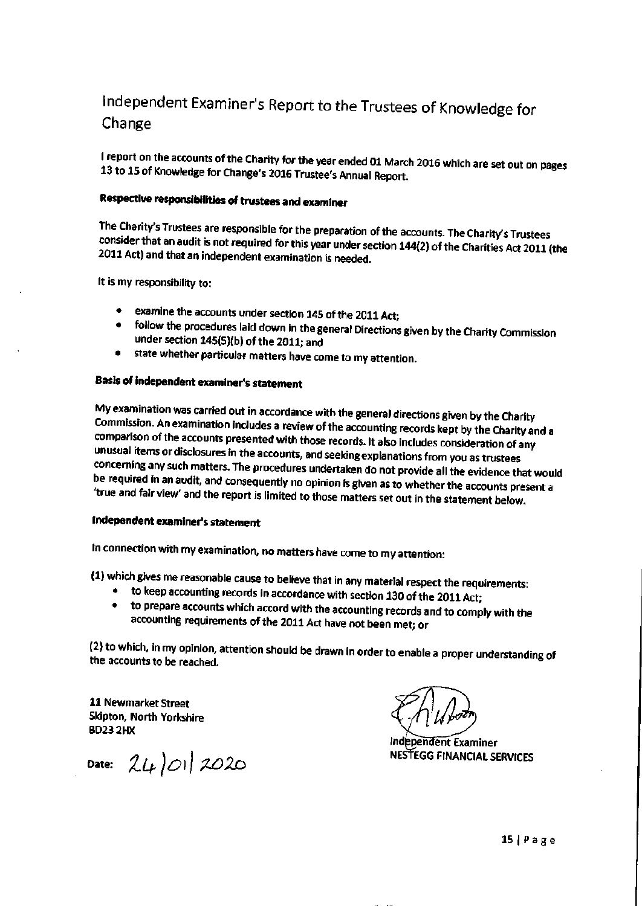# Independent Examiner's Report to the Trustees of Knowledge for Change

I report on the accounts of the Charity for the year ended 01 March 2016 which are set out on pages 13 to 15 of Knowledge for Change's 2016 Trustee's Annual Report.

**Respective responsibilities of trustees and examiner**

The Charity's Trustees are responsible for the preparation of the accounts. The Charity's Trustees consider that an audit is not required for this year under section 144(2) of the Charities Act 2011 (the 2011 Act) and that an independent examination is needed.

It is my responsibility to:

- examine the accounts under section 145 of the 2011 Act;
- follow the procedures laid down in the general Directions given by the Charity Commission under section 145(5)(b) of the 2011; and
- state whether particular matters have come to my attention.

**Basis of independent examiner's statement**

My examination was carried out in accordance with the general directions given by the Charity Commission. An examination includes a review of the accounting records kept by the Charity and a comparison of the accounts presented with those records. It also includes consideration of any unusual items or disclosures in the accounts, and seeking explanations from you as trustees concerning any such matters. The procedures undertaken do not provide all the evidence that would be required in an audit, and consequently no opinion is given as to whether the accounts present a 'true and fair view' and the report is limited to those matters set out in the statement below.

**Independent examiner's statement**

In connection with my examination, no matters have come to my attention:

(1) which gives me reasonable cause to believe that in any material respect the requirements:

- to keep accounting records in accordance with section 130 of the 2011 Act;
- to prepare accounts which accord with the accounting records and to comply with the accounting requirements of the 2011 Act have not been met; or

(2) to which, in my opinion, attention should be drawn in order to enable a proper understanding of the accounts to be reached.

11 Newmarket Street
Skipton, North Yorkshire
BD23 2HX

Date: 24/01/2020

Independent Examiner
NESTEGG FINANCIAL SERVICES